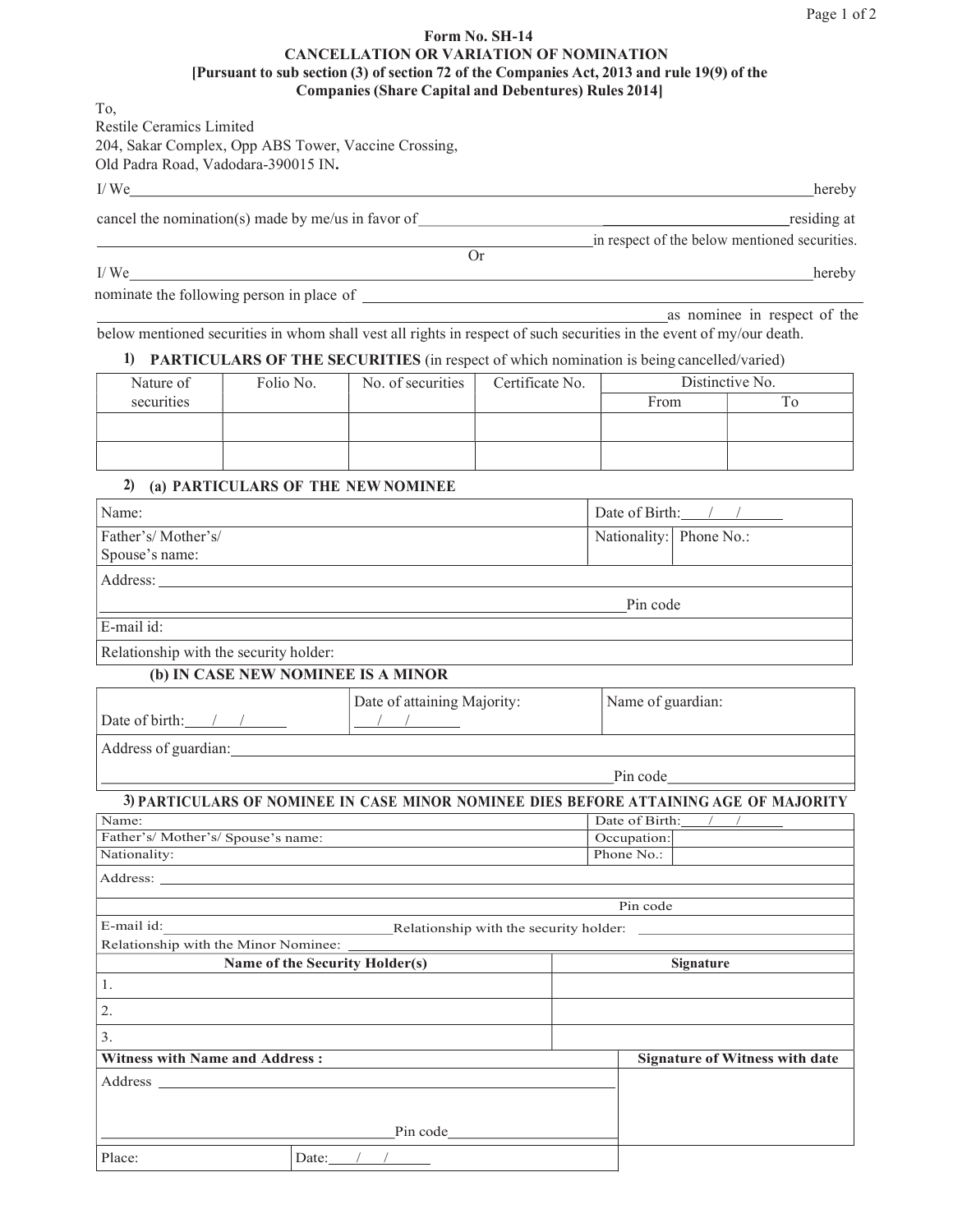**Form No. SH-14**

**CANCELLATION OR VARIATION OF NOMINATION**

**[Pursuant to sub section (3) of section 72 of the Companies Act, 2013 and rule 19(9) of the Companies (Share Capital and Debentures) Rules 2014]**

To,
Restile Ceramics Limited
204, Sakar Complex, Opp ABS Tower, Vaccine Crossing,
Old Padra Road, Vadodara-390015 IN**.**

I/ We\_\_\_\_\_\_\_\_\_\_\_\_\_\_\_\_\_\_\_\_\_\_\_\_\_\_\_\_\_\_\_\_\_\_\_\_\_\_\_\_\_\_\_\_\_\_\_\_hereby cancel the nomination(s) made by me/us in favor of\_\_\_\_\_\_\_\_\_\_\_\_\_\_\_\_\_\_\_\_\_\_\_\_\_\_\_\_residing at \_\_\_\_\_\_\_\_\_\_\_\_\_\_\_\_\_\_\_\_\_\_\_\_\_\_\_\_\_\_\_\_\_\_\_\_\_\_\_\_in respect of the below mentioned securities.

Or

I/ We\_\_\_\_\_\_\_\_\_\_\_\_\_\_\_\_\_\_\_\_\_\_\_\_\_\_\_\_\_\_\_\_\_\_\_\_\_\_\_\_\_\_\_\_\_\_\_\_hereby nominate the following person in place of \_\_\_\_\_\_\_\_\_\_\_\_\_\_\_\_\_\_\_\_\_\_\_\_\_\_\_\_\_\_\_\_\_\_\_\_\_\_\_\_ \_\_\_\_\_\_\_\_\_\_\_\_\_\_\_\_\_\_\_\_\_\_\_\_\_\_\_\_\_\_\_\_\_\_\_\_\_\_\_\_as nominee in respect of the below mentioned securities in whom shall vest all rights in respect of such securities in the event of my/our death.

**1) PARTICULARS OF THE SECURITIES** (in respect of which nomination is being cancelled/varied)

| Nature of securities | Folio No. | No. of securities | Certificate No. | Distinctive No. | |
|---|---|---|---|---|---|
| | | | | From | To |
| | | | | | |
| | | | | | |

**2) (a) PARTICULARS OF THE NEW NOMINEE**

| | | |
|---|---|---|
| Name: | Date of Birth: \_\_/\_\_/\_\_\_\_ | |
| Father's/ Mother's/ Spouse's name: | Nationality: | Phone No.: |
| Address: \_\_\_\_\_\_\_\_\_\_\_\_\_\_\_\_\_\_\_\_ Pin code | | |
| E-mail id: | | |
| Relationship with the security holder: | | |

**(b) IN CASE NEW NOMINEE IS A MINOR**

| | | |
|---|---|---|
| Date of birth: \_\_/\_\_/\_\_\_\_ | Date of attaining Majority: \_\_/\_\_/\_\_\_\_ | Name of guardian: |
| Address of guardian: \_\_\_\_\_\_\_\_\_\_\_\_\_\_\_\_\_\_\_\_ Pin code\_\_\_\_\_\_\_\_ | | |

**3) PARTICULARS OF NOMINEE IN CASE MINOR NOMINEE DIES BEFORE ATTAINING AGE OF MAJORITY**

| | | |
|---|---|---|
| Name: | Date of Birth: \_\_/\_\_/\_\_\_\_ | |
| Father's/ Mother's/ Spouse's name: | Occupation: | |
| Nationality: | Phone No.: | |
| Address: \_\_\_\_\_\_\_\_\_\_\_\_\_\_\_\_\_\_\_\_ Pin code | | |
| E-mail id: \_\_\_\_\_\_\_\_\_\_ Relationship with the security holder: \_\_\_\_\_\_\_\_\_\_ | | |
| Relationship with the Minor Nominee: | | |

| Name of the Security Holder(s) | Signature |
|---|---|
| 1. | |
| 2. | |
| 3. | |

| Witness with Name and Address : | | Signature of Witness with date |
|---|---|---|
| Address \_\_\_\_\_\_\_\_\_\_\_\_\_\_\_\_\_\_\_\_ Pin code\_\_\_\_\_\_\_\_ | | |
| Place: | Date: \_\_/\_\_/\_\_\_\_ | |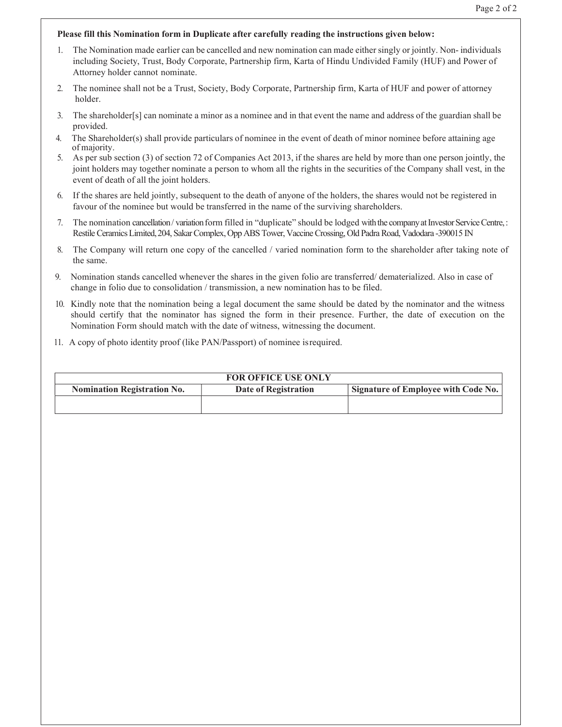**Please fill this Nomination form in Duplicate after carefully reading the instructions given below:**

1. The Nomination made earlier can be cancelled and new nomination can made either singly or jointly. Non- individuals including Society, Trust, Body Corporate, Partnership firm, Karta of Hindu Undivided Family (HUF) and Power of Attorney holder cannot nominate.
2. The nominee shall not be a Trust, Society, Body Corporate, Partnership firm, Karta of HUF and power of attorney holder.
3. The shareholder[s] can nominate a minor as a nominee and in that event the name and address of the guardian shall be provided.
4. The Shareholder(s) shall provide particulars of nominee in the event of death of minor nominee before attaining age of majority.
5. As per sub section (3) of section 72 of Companies Act 2013, if the shares are held by more than one person jointly, the joint holders may together nominate a person to whom all the rights in the securities of the Company shall vest, in the event of death of all the joint holders.
6. If the shares are held jointly, subsequent to the death of anyone of the holders, the shares would not be registered in favour of the nominee but would be transferred in the name of the surviving shareholders.
7. The nomination cancellation / variation form filled in "duplicate" should be lodged with the company at Investor Service Centre, : Restile Ceramics Limited, 204, Sakar Complex, Opp ABS Tower, Vaccine Crossing, Old Padra Road, Vadodara -390015 IN
8. The Company will return one copy of the cancelled / varied nomination form to the shareholder after taking note of the same.
9. Nomination stands cancelled whenever the shares in the given folio are transferred/ dematerialized. Also in case of change in folio due to consolidation / transmission, a new nomination has to be filed.
10. Kindly note that the nomination being a legal document the same should be dated by the nominator and the witness should certify that the nominator has signed the form in their presence. Further, the date of execution on the Nomination Form should match with the date of witness, witnessing the document.
11. A copy of photo identity proof (like PAN/Passport) of nominee is required.

| FOR OFFICE USE ONLY | | |
|---|---|---|
| **Nomination Registration No.** | **Date of Registration** | **Signature of Employee with Code No.** |
| | | |